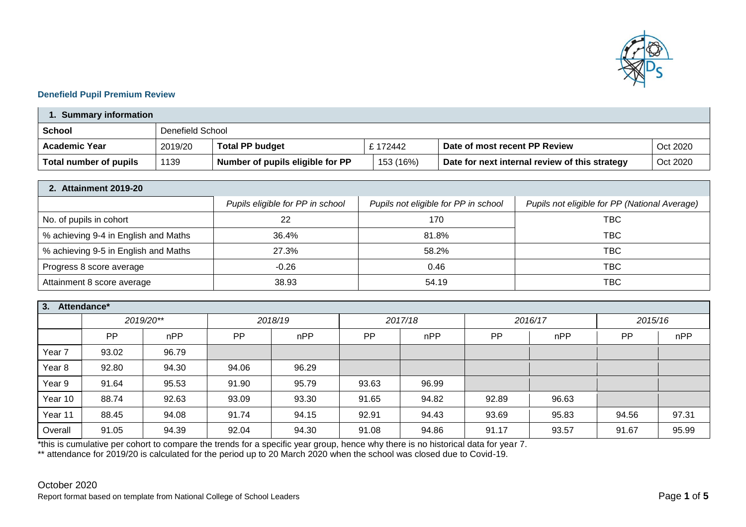## Denefield Pupil Premium Review

| 1. Summary information | | | | | |
|---|---|---|---|---|---|
| **School** | Denefield School | | | | |
| **Academic Year** | 2019/20 | **Total PP budget** | £ 172442 | **Date of most recent PP Review** | Oct 2020 |
| **Total number of pupils** | 1139 | **Number of pupils eligible for PP** | 153 (16%) | **Date for next internal review of this strategy** | Oct 2020 |

| 2. Attainment 2019-20 | | | |
|---|---|---|---|
| | *Pupils eligible for PP in school* | *Pupils not eligible for PP in school* | *Pupils not eligible for PP (National Average)* |
| No. of pupils in cohort | 22 | 170 | TBC |
| % achieving 9-4 in English and Maths | 36.4% | 81.8% | TBC |
| % achieving 9-5 in English and Maths | 27.3% | 58.2% | TBC |
| Progress 8 score average | -0.26 | 0.46 | TBC |
| Attainment 8 score average | 38.93 | 54.19 | TBC |

| 3. Attendance* | | | | | | | | | | |
|---|---|---|---|---|---|---|---|---|---|---|
| | *2019/20*** | | *2018/19* | | *2017/18* | | *2016/17* | | *2015/16* | |
| | PP | nPP | PP | nPP | PP | nPP | PP | nPP | PP | nPP |
| Year 7 | 93.02 | 96.79 | | | | | | | | |
| Year 8 | 92.80 | 94.30 | 94.06 | 96.29 | | | | | | |
| Year 9 | 91.64 | 95.53 | 91.90 | 95.79 | 93.63 | 96.99 | | | | |
| Year 10 | 88.74 | 92.63 | 93.09 | 93.30 | 91.65 | 94.82 | 92.89 | 96.63 | | |
| Year 11 | 88.45 | 94.08 | 91.74 | 94.15 | 92.91 | 94.43 | 93.69 | 95.83 | 94.56 | 97.31 |
| Overall | 91.05 | 94.39 | 92.04 | 94.30 | 91.08 | 94.86 | 91.17 | 93.57 | 91.67 | 95.99 |

*this is cumulative per cohort to compare the trends for a specific year group, hence why there is no historical data for year 7.
** attendance for 2019/20 is calculated for the period up to 20 March 2020 when the school was closed due to Covid-19.

October 2020
Report format based on template from National College of School Leaders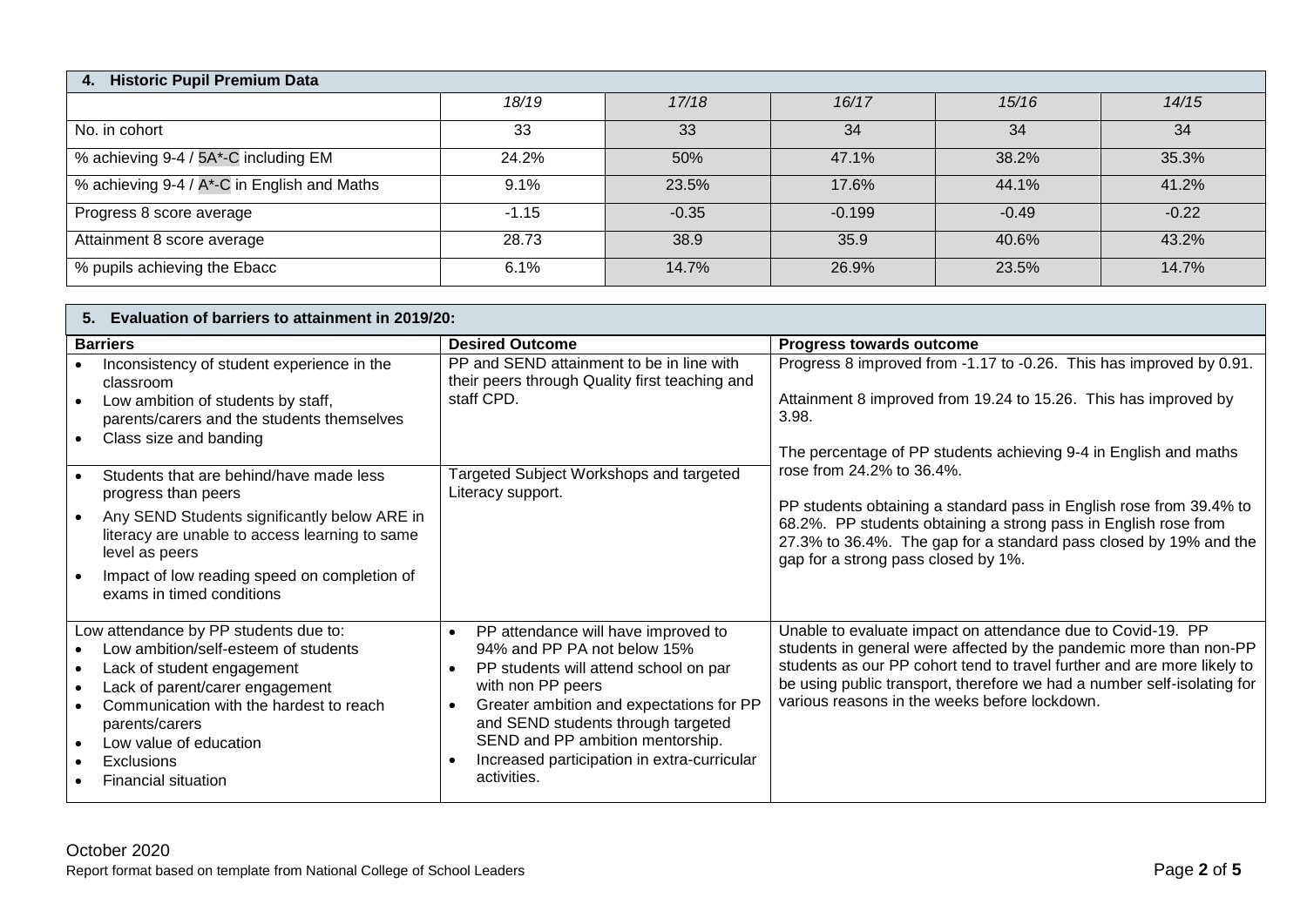| 4. Historic Pupil Premium Data | | | | | |
|---|---|---|---|---|---|
| | *18/19* | *17/18* | *16/17* | *15/16* | *14/15* |
| No. in cohort | 33 | 33 | 34 | 34 | 34 |
| % achieving 9-4 / 5A*-C including EM | 24.2% | 50% | 47.1% | 38.2% | 35.3% |
| % achieving 9-4 / A*-C in English and Maths | 9.1% | 23.5% | 17.6% | 44.1% | 41.2% |
| Progress 8 score average | -1.15 | -0.35 | -0.199 | -0.49 | -0.22 |
| Attainment 8 score average | 28.73 | 38.9 | 35.9 | 40.6% | 43.2% |
| % pupils achieving the Ebacc | 6.1% | 14.7% | 26.9% | 23.5% | 14.7% |

| 5. Evaluation of barriers to attainment in 2019/20: | | |
|---|---|---|
| **Barriers** | **Desired Outcome** | **Progress towards outcome** |
| • Inconsistency of student experience in the classroom<br>• Low ambition of students by staff, parents/carers and the students themselves<br>• Class size and banding | PP and SEND attainment to be in line with their peers through Quality first teaching and staff CPD. | Progress 8 improved from -1.17 to -0.26. This has improved by 0.91.<br><br>Attainment 8 improved from 19.24 to 15.26. This has improved by 3.98.<br><br>The percentage of PP students achieving 9-4 in English and maths rose from 24.2% to 36.4%.<br><br>PP students obtaining a standard pass in English rose from 39.4% to 68.2%. PP students obtaining a strong pass in English rose from 27.3% to 36.4%. The gap for a standard pass closed by 19% and the gap for a strong pass closed by 1%. |
| • Students that are behind/have made less progress than peers<br>• Any SEND Students significantly below ARE in literacy are unable to access learning to same level as peers<br>• Impact of low reading speed on completion of exams in timed conditions | Targeted Subject Workshops and targeted Literacy support. | |
| Low attendance by PP students due to:<br>• Low ambition/self-esteem of students<br>• Lack of student engagement<br>• Lack of parent/carer engagement<br>• Communication with the hardest to reach parents/carers<br>• Low value of education<br>• Exclusions<br>• Financial situation | • PP attendance will have improved to 94% and PP PA not below 15%<br>• PP students will attend school on par with non PP peers<br>• Greater ambition and expectations for PP and SEND students through targeted SEND and PP ambition mentorship.<br>• Increased participation in extra-curricular activities. | Unable to evaluate impact on attendance due to Covid-19. PP students in general were affected by the pandemic more than non-PP students as our PP cohort tend to travel further and are more likely to be using public transport, therefore we had a number self-isolating for various reasons in the weeks before lockdown. |

October 2020

Report format based on template from National College of School Leaders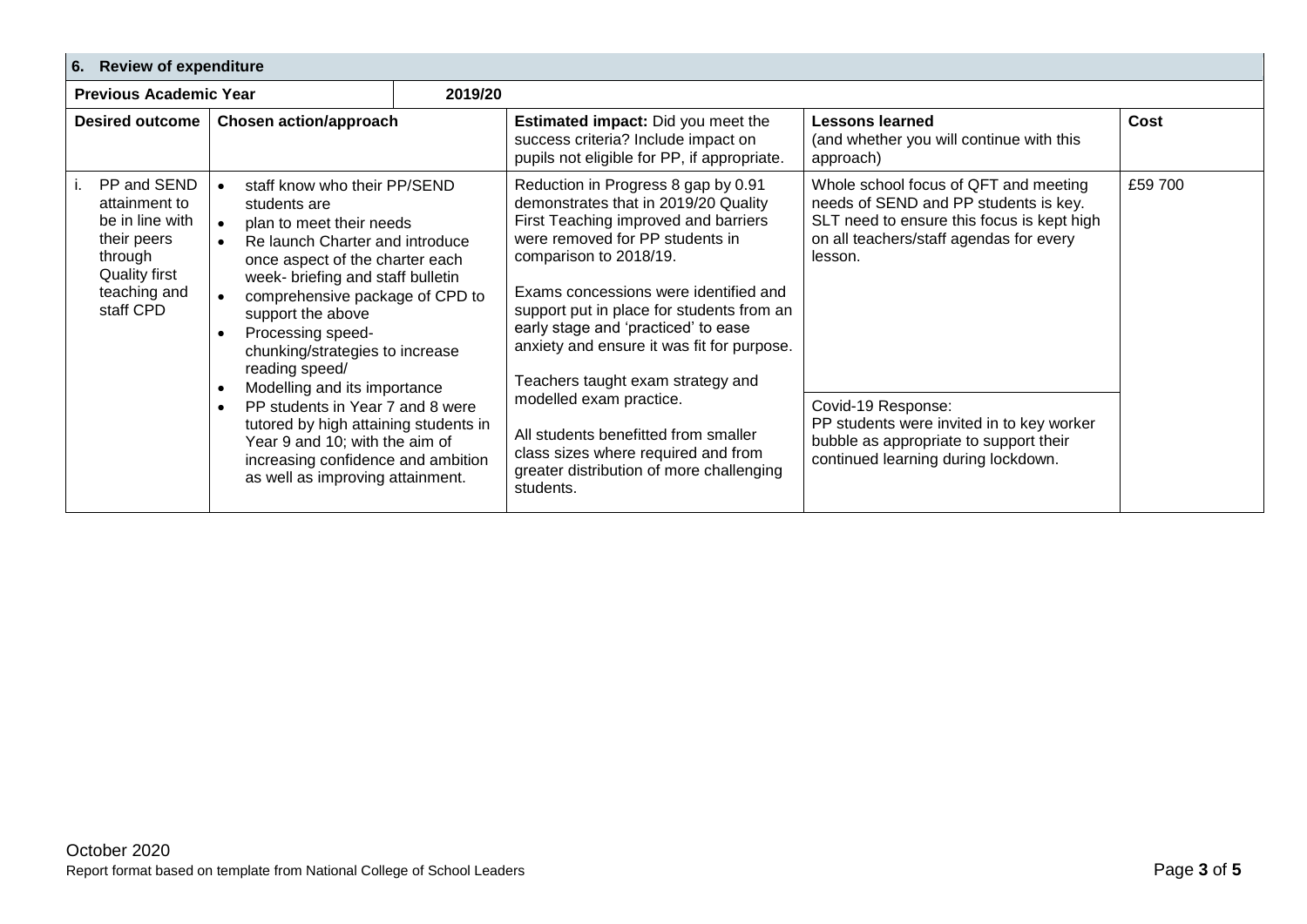## 6. Review of expenditure

| Previous Academic Year | 2019/20 | | | |
|---|---|---|---|---|
| **Desired outcome** | **Chosen action/approach** | **Estimated impact:** Did you meet the success criteria? Include impact on pupils not eligible for PP, if appropriate. | **Lessons learned** (and whether you will continue with this approach) | **Cost** |
| i. PP and SEND attainment to be in line with their peers through Quality first teaching and staff CPD | • staff know who their PP/SEND students are<br>• plan to meet their needs<br>• Re launch Charter and introduce once aspect of the charter each week- briefing and staff bulletin<br>• comprehensive package of CPD to support the above<br>• Processing speed- chunking/strategies to increase reading speed/<br>• Modelling and its importance<br>• PP students in Year 7 and 8 were tutored by high attaining students in Year 9 and 10; with the aim of increasing confidence and ambition as well as improving attainment. | Reduction in Progress 8 gap by 0.91 demonstrates that in 2019/20 Quality First Teaching improved and barriers were removed for PP students in comparison to 2018/19.<br><br>Exams concessions were identified and support put in place for students from an early stage and 'practiced' to ease anxiety and ensure it was fit for purpose.<br><br>Teachers taught exam strategy and modelled exam practice.<br><br>All students benefitted from smaller class sizes where required and from greater distribution of more challenging students. | Whole school focus of QFT and meeting needs of SEND and PP students is key. SLT need to ensure this focus is kept high on all teachers/staff agendas for every lesson.<br><br>Covid-19 Response:<br>PP students were invited in to key worker bubble as appropriate to support their continued learning during lockdown. | £59 700 |

October 2020
Report format based on template from National College of School Leaders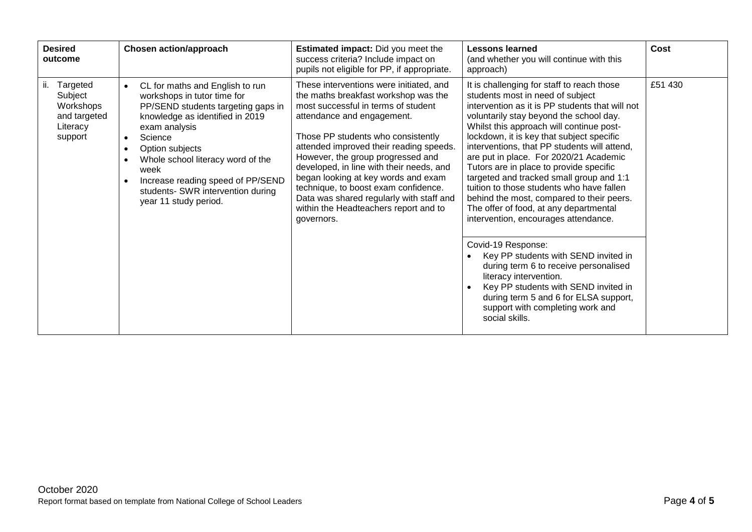| Desired outcome | Chosen action/approach | Estimated impact: Did you meet the success criteria? Include impact on pupils not eligible for PP, if appropriate. | Lessons learned (and whether you will continue with this approach) | Cost |
|---|---|---|---|---|
| ii. Targeted Subject Workshops and targeted Literacy support | • CL for maths and English to run workshops in tutor time for PP/SEND students targeting gaps in knowledge as identified in 2019 exam analysis<br>• Science<br>• Option subjects<br>• Whole school literacy word of the week<br>• Increase reading speed of PP/SEND students- SWR intervention during year 11 study period. | These interventions were initiated, and the maths breakfast workshop was the most successful in terms of student attendance and engagement.<br><br>Those PP students who consistently attended improved their reading speeds. However, the group progressed and developed, in line with their needs, and began looking at key words and exam technique, to boost exam confidence. Data was shared regularly with staff and within the Headteachers report and to governors. | It is challenging for staff to reach those students most in need of subject intervention as it is PP students that will not voluntarily stay beyond the school day. Whilst this approach will continue post-lockdown, it is key that subject specific interventions, that PP students will attend, are put in place. For 2020/21 Academic Tutors are in place to provide specific targeted and tracked small group and 1:1 tuition to those students who have fallen behind the most, compared to their peers. The offer of food, at any departmental intervention, encourages attendance.<br><br>Covid-19 Response:<br>• Key PP students with SEND invited in during term 6 to receive personalised literacy intervention.<br>• Key PP students with SEND invited in during term 5 and 6 for ELSA support, support with completing work and social skills. | £51 430 |

October 2020
Report format based on template from National College of School Leaders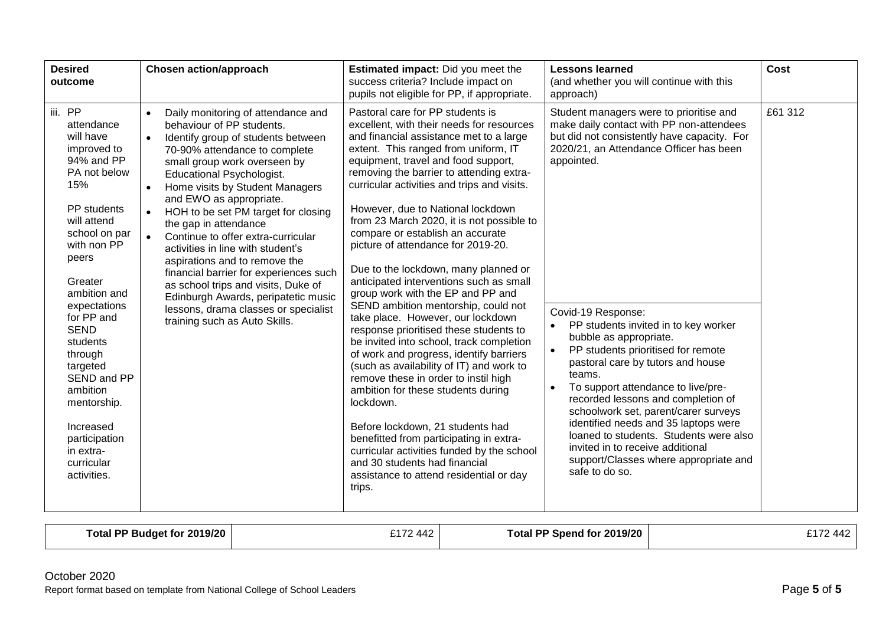| Desired outcome | Chosen action/approach | Estimated impact: Did you meet the success criteria? Include impact on pupils not eligible for PP, if appropriate. | Lessons learned (and whether you will continue with this approach) | Cost |
|---|---|---|---|---|
| iii. PP attendance will have improved to 94% and PP PA not below 15%<br><br>PP students will attend school on par with non PP peers<br><br>Greater ambition and expectations for PP and SEND students through targeted SEND and PP ambition mentorship.<br><br>Increased participation in extra-curricular activities. | • Daily monitoring of attendance and behaviour of PP students.<br>• Identify group of students between 70-90% attendance to complete small group work overseen by Educational Psychologist.<br>• Home visits by Student Managers and EWO as appropriate.<br>• HOH to be set PM target for closing the gap in attendance<br>• Continue to offer extra-curricular activities in line with student's aspirations and to remove the financial barrier for experiences such as school trips and visits, Duke of Edinburgh Awards, peripatetic music lessons, drama classes or specialist training such as Auto Skills. | Pastoral care for PP students is excellent, with their needs for resources and financial assistance met to a large extent. This ranged from uniform, IT equipment, travel and food support, removing the barrier to attending extra-curricular activities and trips and visits.<br><br>However, due to National lockdown from 23 March 2020, it is not possible to compare or establish an accurate picture of attendance for 2019-20.<br><br>Due to the lockdown, many planned or anticipated interventions such as small group work with the EP and PP and SEND ambition mentorship, could not take place. However, our lockdown response prioritised these students to be invited into school, track completion of work and progress, identify barriers (such as availability of IT) and work to remove these in order to instil high ambition for these students during lockdown.<br><br>Before lockdown, 21 students had benefitted from participating in extra-curricular activities funded by the school and 30 students had financial assistance to attend residential or day trips. | Student managers were to prioritise and make daily contact with PP non-attendees but did not consistently have capacity. For 2020/21, an Attendance Officer has been appointed.<br><br>Covid-19 Response:<br>• PP students invited in to key worker bubble as appropriate.<br>• PP students prioritised for remote pastoral care by tutors and house teams.<br>• To support attendance to live/pre-recorded lessons and completion of schoolwork set, parent/carer surveys identified needs and 35 laptops were loaned to students. Students were also invited in to receive additional support/Classes where appropriate and safe to do so. | £61 312 |

| Total PP Budget for 2019/20 | £172 442 | Total PP Spend for 2019/20 | £172 442 |
|---|---|---|---|

October 2020

Report format based on template from National College of School Leaders